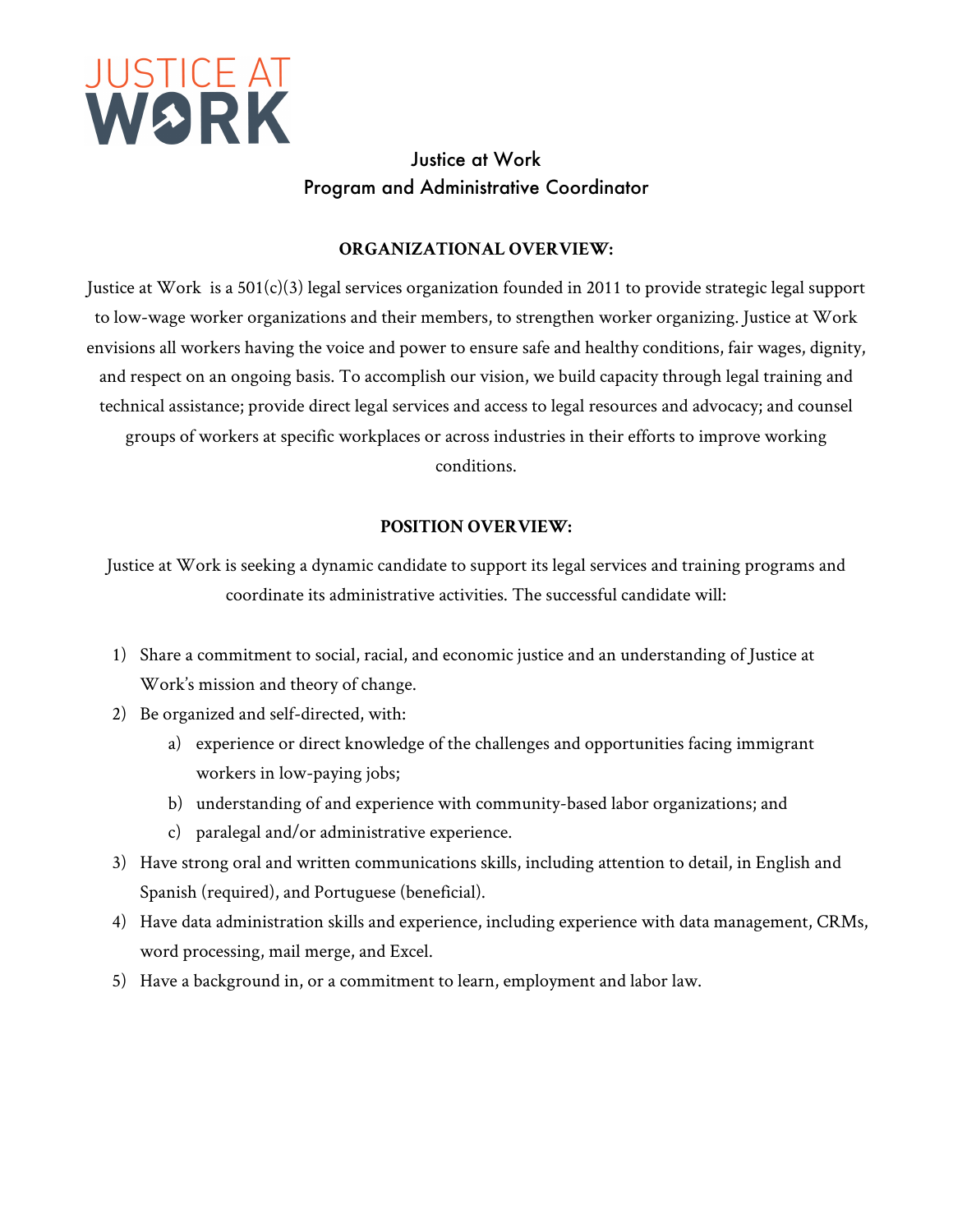JUSTICE AT WORK

# Justice at Work
## Program and Administrative Coordinator

**ORGANIZATIONAL OVERVIEW:**

Justice at Work is a 501(c)(3) legal services organization founded in 2011 to provide strategic legal support to low-wage worker organizations and their members, to strengthen worker organizing. Justice at Work envisions all workers having the voice and power to ensure safe and healthy conditions, fair wages, dignity, and respect on an ongoing basis. To accomplish our vision, we build capacity through legal training and technical assistance; provide direct legal services and access to legal resources and advocacy; and counsel groups of workers at specific workplaces or across industries in their efforts to improve working conditions.

**POSITION OVERVIEW:**

Justice at Work is seeking a dynamic candidate to support its legal services and training programs and coordinate its administrative activities. The successful candidate will:

1) Share a commitment to social, racial, and economic justice and an understanding of Justice at Work's mission and theory of change.
2) Be organized and self-directed, with:
   a) experience or direct knowledge of the challenges and opportunities facing immigrant workers in low-paying jobs;
   b) understanding of and experience with community-based labor organizations; and
   c) paralegal and/or administrative experience.
3) Have strong oral and written communications skills, including attention to detail, in English and Spanish (required), and Portuguese (beneficial).
4) Have data administration skills and experience, including experience with data management, CRMs, word processing, mail merge, and Excel.
5) Have a background in, or a commitment to learn, employment and labor law.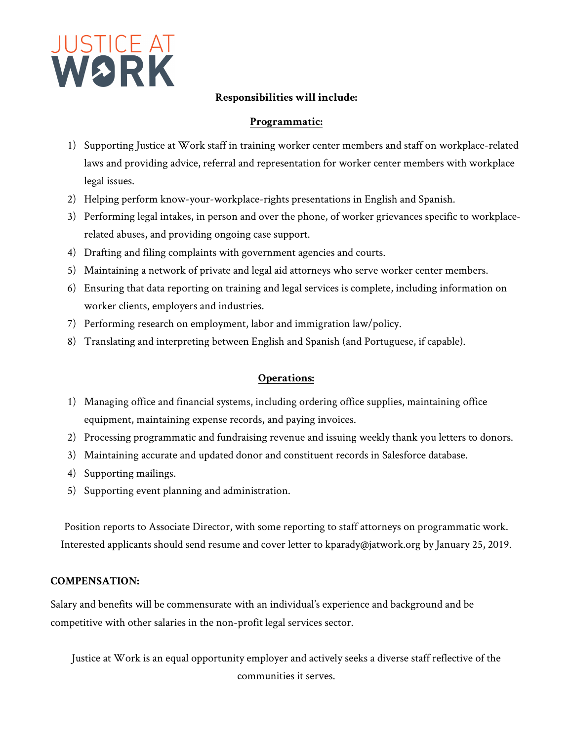**Responsibilities will include:**

**Programmatic:**

1) Supporting Justice at Work staff in training worker center members and staff on workplace-related laws and providing advice, referral and representation for worker center members with workplace legal issues.
2) Helping perform know-your-workplace-rights presentations in English and Spanish.
3) Performing legal intakes, in person and over the phone, of worker grievances specific to workplace-related abuses, and providing ongoing case support.
4) Drafting and filing complaints with government agencies and courts.
5) Maintaining a network of private and legal aid attorneys who serve worker center members.
6) Ensuring that data reporting on training and legal services is complete, including information on worker clients, employers and industries.
7) Performing research on employment, labor and immigration law/policy.
8) Translating and interpreting between English and Spanish (and Portuguese, if capable).

**Operations:**

1) Managing office and financial systems, including ordering office supplies, maintaining office equipment, maintaining expense records, and paying invoices.
2) Processing programmatic and fundraising revenue and issuing weekly thank you letters to donors.
3) Maintaining accurate and updated donor and constituent records in Salesforce database.
4) Supporting mailings.
5) Supporting event planning and administration.

Position reports to Associate Director, with some reporting to staff attorneys on programmatic work. Interested applicants should send resume and cover letter to kparady@jatwork.org by January 25, 2019.

**COMPENSATION:**

Salary and benefits will be commensurate with an individual's experience and background and be competitive with other salaries in the non-profit legal services sector.

Justice at Work is an equal opportunity employer and actively seeks a diverse staff reflective of the communities it serves.